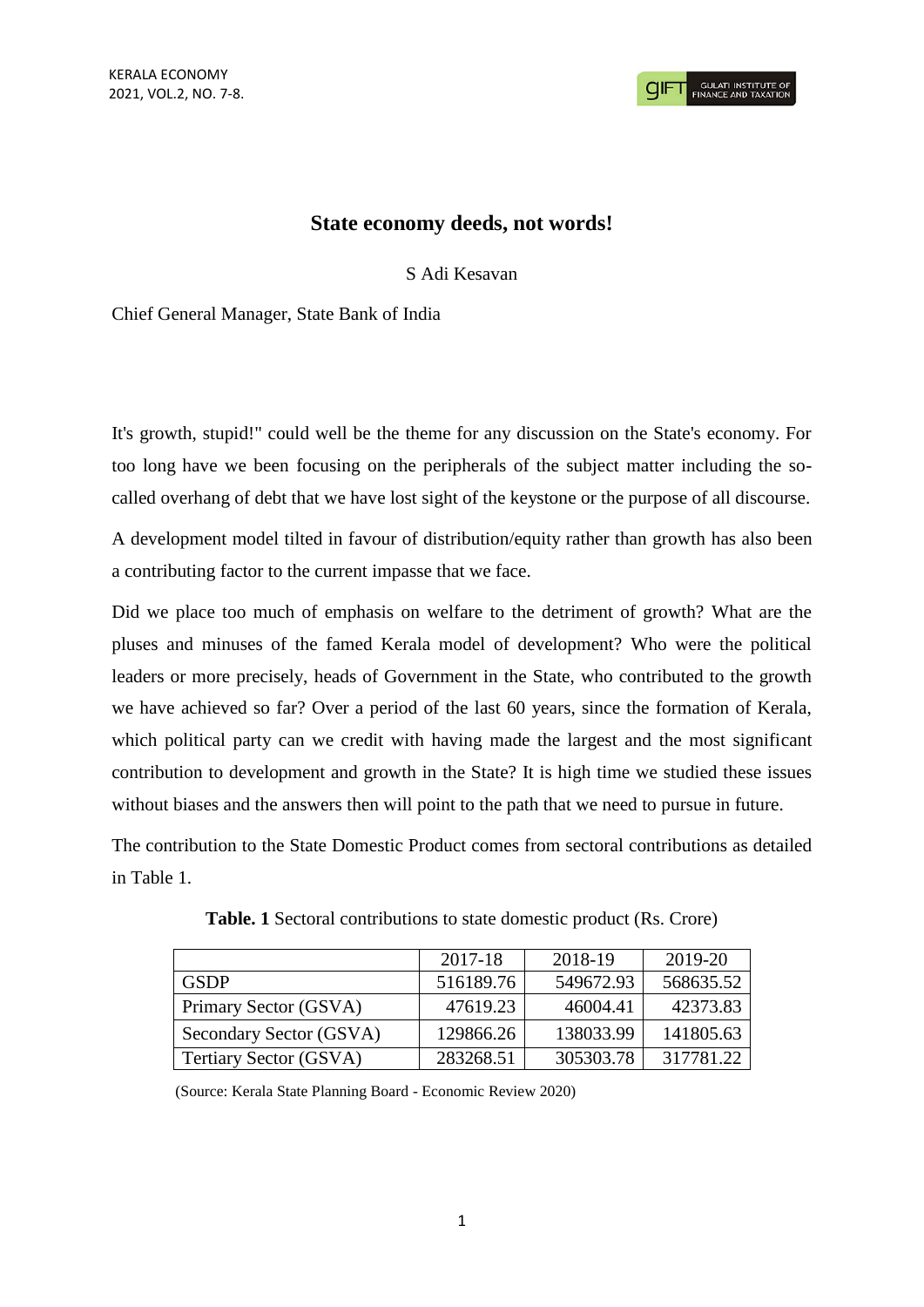# State economy deeds, not words!

S Adi Kesavan

Chief General Manager, State Bank of India

It's growth, stupid!" could well be the theme for any discussion on the State's economy. For too long have we been focusing on the peripherals of the subject matter including the so-called overhang of debt that we have lost sight of the keystone or the purpose of all discourse.

A development model tilted in favour of distribution/equity rather than growth has also been a contributing factor to the current impasse that we face.

Did we place too much of emphasis on welfare to the detriment of growth? What are the pluses and minuses of the famed Kerala model of development? Who were the political leaders or more precisely, heads of Government in the State, who contributed to the growth we have achieved so far? Over a period of the last 60 years, since the formation of Kerala, which political party can we credit with having made the largest and the most significant contribution to development and growth in the State? It is high time we studied these issues without biases and the answers then will point to the path that we need to pursue in future.

The contribution to the State Domestic Product comes from sectoral contributions as detailed in Table 1.

**Table. 1** Sectoral contributions to state domestic product (Rs. Crore)

| | 2017-18 | 2018-19 | 2019-20 |
|---|---|---|---|
| GSDP | 516189.76 | 549672.93 | 568635.52 |
| Primary Sector (GSVA) | 47619.23 | 46004.41 | 42373.83 |
| Secondary Sector (GSVA) | 129866.26 | 138033.99 | 141805.63 |
| Tertiary Sector (GSVA) | 283268.51 | 305303.78 | 317781.22 |

(Source: Kerala State Planning Board - Economic Review 2020)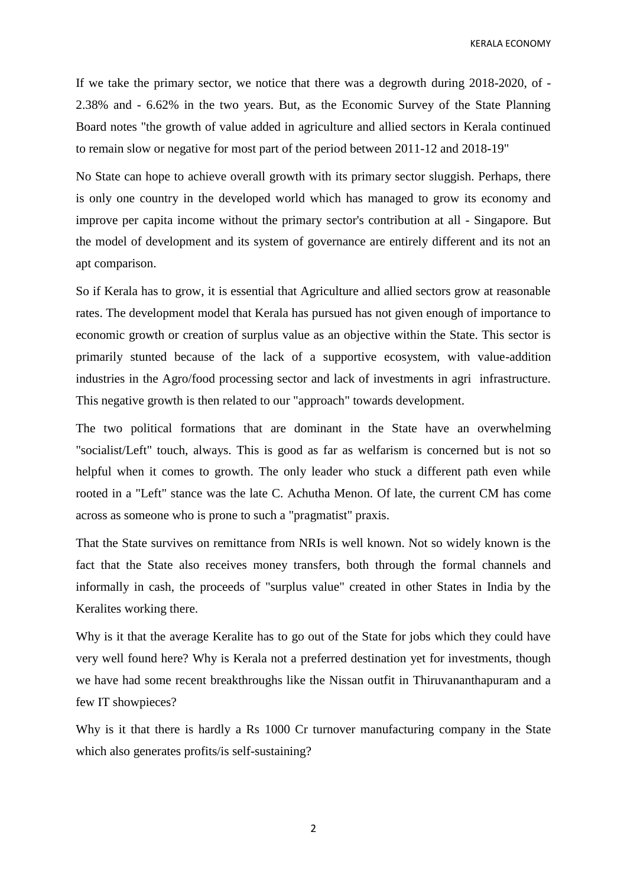If we take the primary sector, we notice that there was a degrowth during 2018-2020, of - 2.38% and - 6.62% in the two years. But, as the Economic Survey of the State Planning Board notes "the growth of value added in agriculture and allied sectors in Kerala continued to remain slow or negative for most part of the period between 2011-12 and 2018-19"

No State can hope to achieve overall growth with its primary sector sluggish. Perhaps, there is only one country in the developed world which has managed to grow its economy and improve per capita income without the primary sector's contribution at all - Singapore. But the model of development and its system of governance are entirely different and its not an apt comparison.

So if Kerala has to grow, it is essential that Agriculture and allied sectors grow at reasonable rates. The development model that Kerala has pursued has not given enough of importance to economic growth or creation of surplus value as an objective within the State. This sector is primarily stunted because of the lack of a supportive ecosystem, with value-addition industries in the Agro/food processing sector and lack of investments in agri infrastructure. This negative growth is then related to our "approach" towards development.

The two political formations that are dominant in the State have an overwhelming "socialist/Left" touch, always. This is good as far as welfarism is concerned but is not so helpful when it comes to growth. The only leader who stuck a different path even while rooted in a "Left" stance was the late C. Achutha Menon. Of late, the current CM has come across as someone who is prone to such a "pragmatist" praxis.

That the State survives on remittance from NRIs is well known. Not so widely known is the fact that the State also receives money transfers, both through the formal channels and informally in cash, the proceeds of "surplus value" created in other States in India by the Keralites working there.

Why is it that the average Keralite has to go out of the State for jobs which they could have very well found here? Why is Kerala not a preferred destination yet for investments, though we have had some recent breakthroughs like the Nissan outfit in Thiruvananthapuram and a few IT showpieces?

Why is it that there is hardly a Rs 1000 Cr turnover manufacturing company in the State which also generates profits/is self-sustaining?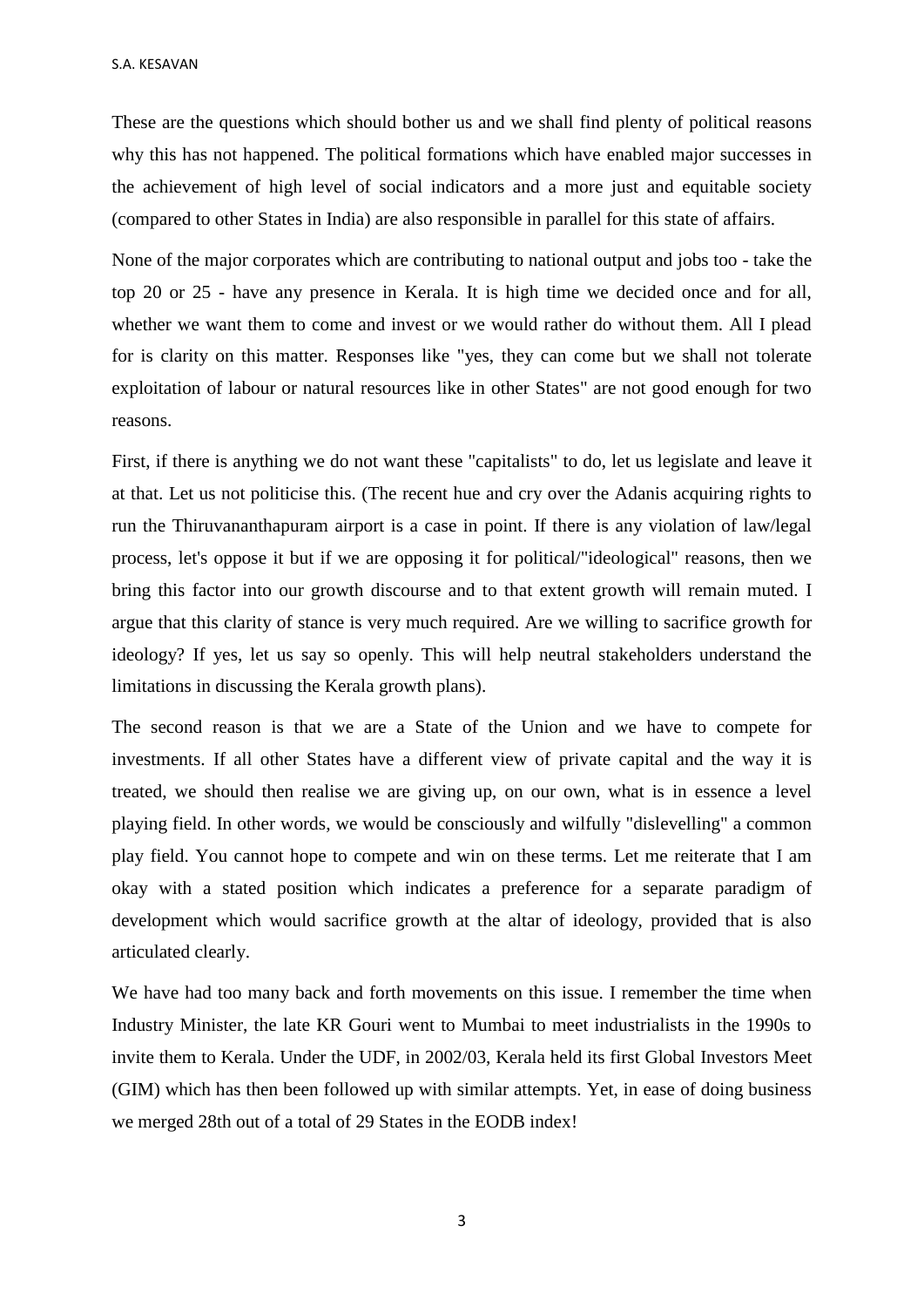These are the questions which should bother us and we shall find plenty of political reasons why this has not happened. The political formations which have enabled major successes in the achievement of high level of social indicators and a more just and equitable society (compared to other States in India) are also responsible in parallel for this state of affairs.

None of the major corporates which are contributing to national output and jobs too - take the top 20 or 25 - have any presence in Kerala. It is high time we decided once and for all, whether we want them to come and invest or we would rather do without them. All I plead for is clarity on this matter. Responses like "yes, they can come but we shall not tolerate exploitation of labour or natural resources like in other States" are not good enough for two reasons.

First, if there is anything we do not want these "capitalists" to do, let us legislate and leave it at that. Let us not politicise this. (The recent hue and cry over the Adanis acquiring rights to run the Thiruvananthapuram airport is a case in point. If there is any violation of law/legal process, let's oppose it but if we are opposing it for political/"ideological" reasons, then we bring this factor into our growth discourse and to that extent growth will remain muted. I argue that this clarity of stance is very much required. Are we willing to sacrifice growth for ideology? If yes, let us say so openly. This will help neutral stakeholders understand the limitations in discussing the Kerala growth plans).

The second reason is that we are a State of the Union and we have to compete for investments. If all other States have a different view of private capital and the way it is treated, we should then realise we are giving up, on our own, what is in essence a level playing field. In other words, we would be consciously and wilfully "dislevelling" a common play field. You cannot hope to compete and win on these terms. Let me reiterate that I am okay with a stated position which indicates a preference for a separate paradigm of development which would sacrifice growth at the altar of ideology, provided that is also articulated clearly.

We have had too many back and forth movements on this issue. I remember the time when Industry Minister, the late KR Gouri went to Mumbai to meet industrialists in the 1990s to invite them to Kerala. Under the UDF, in 2002/03, Kerala held its first Global Investors Meet (GIM) which has then been followed up with similar attempts. Yet, in ease of doing business we merged 28th out of a total of 29 States in the EODB index!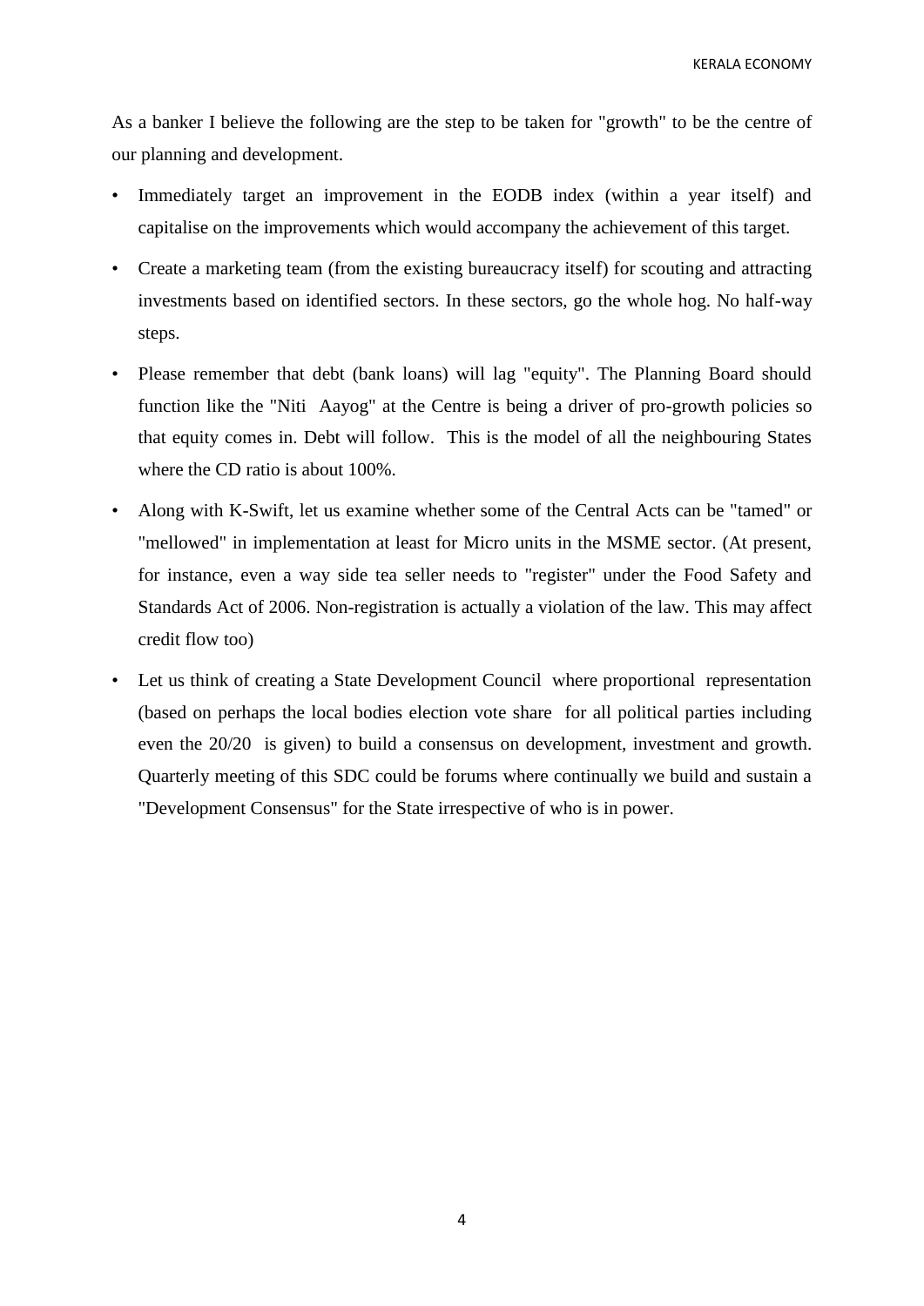As a banker I believe the following are the step to be taken for "growth" to be the centre of our planning and development.

- Immediately target an improvement in the EODB index (within a year itself) and capitalise on the improvements which would accompany the achievement of this target.
- Create a marketing team (from the existing bureaucracy itself) for scouting and attracting investments based on identified sectors. In these sectors, go the whole hog. No half-way steps.
- Please remember that debt (bank loans) will lag "equity". The Planning Board should function like the "Niti Aayog" at the Centre is being a driver of pro-growth policies so that equity comes in. Debt will follow. This is the model of all the neighbouring States where the CD ratio is about 100%.
- Along with K-Swift, let us examine whether some of the Central Acts can be "tamed" or "mellowed" in implementation at least for Micro units in the MSME sector. (At present, for instance, even a way side tea seller needs to "register" under the Food Safety and Standards Act of 2006. Non-registration is actually a violation of the law. This may affect credit flow too)
- Let us think of creating a State Development Council where proportional representation (based on perhaps the local bodies election vote share for all political parties including even the 20/20 is given) to build a consensus on development, investment and growth. Quarterly meeting of this SDC could be forums where continually we build and sustain a "Development Consensus" for the State irrespective of who is in power.